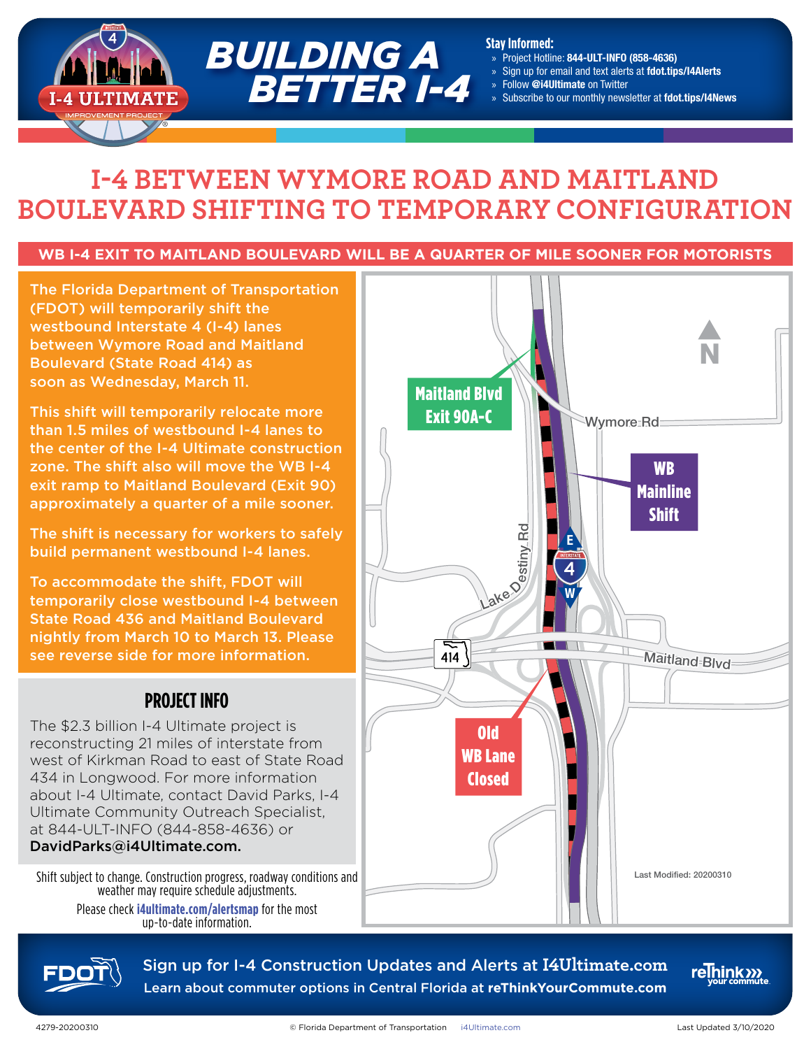# BUILDING A BETTER I-4

I-4 ULTIMATE IMPROVEMENT PROJECT

**Stay Informed:**

- Project Hotline: **844-ULT-INFO (858-4636)**
- Sign up for email and text alerts at **fdot.tips/I4Alerts**
- Follow **@i4Ultimate** on Twitter
- Subscribe to our monthly newsletter at **fdot.tips/I4News**

# I-4 BETWEEN WYMORE ROAD AND MAITLAND BOULEVARD SHIFTING TO TEMPORARY CONFIGURATION

## WB I-4 EXIT TO MAITLAND BOULEVARD WILL BE A QUARTER OF MILE SOONER FOR MOTORISTS

The Florida Department of Transportation (FDOT) will temporarily shift the westbound Interstate 4 (I-4) lanes between Wymore Road and Maitland Boulevard (State Road 414) as soon as Wednesday, March 11.

This shift will temporarily relocate more than 1.5 miles of westbound I-4 lanes to the center of the I-4 Ultimate construction zone. The shift also will move the WB I-4 exit ramp to Maitland Boulevard (Exit 90) approximately a quarter of a mile sooner.

The shift is necessary for workers to safely build permanent westbound I-4 lanes.

To accommodate the shift, FDOT will temporarily close westbound I-4 between State Road 436 and Maitland Boulevard nightly from March 10 to March 13. Please see reverse side for more information.

Maitland Blvd Exit 90A-C

Wymore Rd

WB Mainline Shift

Lake Destiny Rd

414

Maitland Blvd

Old WB Lane Closed

Last Modified: 20200310

### PROJECT INFO

The $2.3 billion I-4 Ultimate project is reconstructing 21 miles of interstate from west of Kirkman Road to east of State Road 434 in Longwood. For more information about I-4 Ultimate, contact David Parks, I-4 Ultimate Community Outreach Specialist, at 844-ULT-INFO (844-858-4636) or **DavidParks@i4Ultimate.com.**

Shift subject to change. Construction progress, roadway conditions and weather may require schedule adjustments.

Please check **i4ultimate.com/alertsmap** for the most up-to-date information.

**Sign up for I-4 Construction Updates and Alerts at I4Ultimate.com**

**Learn about commuter options in Central Florida at reThinkYourCommute.com**

4279-20200310 © Florida Department of Transportation i4Ultimate.com Last Updated 3/10/2020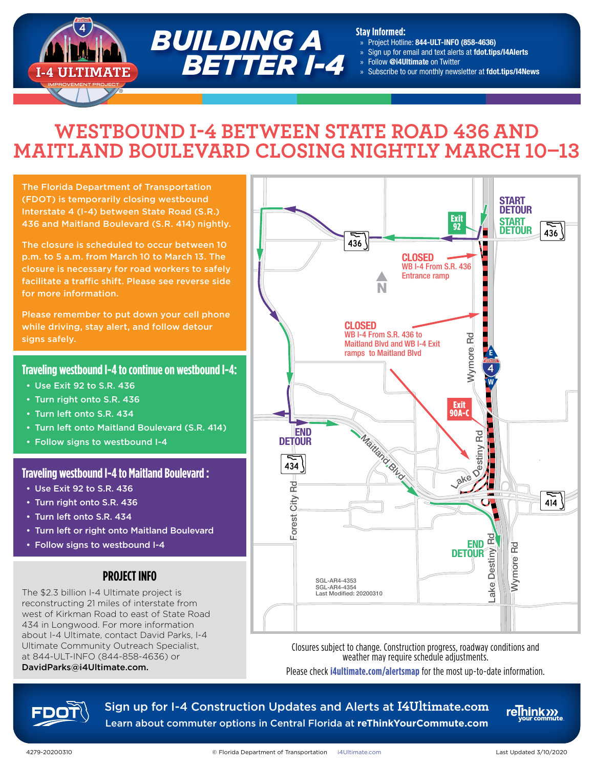# BUILDING A BETTER I-4

I-4 ULTIMATE IMPROVEMENT PROJECT

**Stay Informed:**

- » Project Hotline: **844-ULT-INFO (858-4636)**
- » Sign up for email and text alerts at **fdot.tips/I4Alerts**
- » Follow **@i4Ultimate** on Twitter
- » Subscribe to our monthly newsletter at **fdot.tips/I4News**

# WESTBOUND I-4 BETWEEN STATE ROAD 436 AND MAITLAND BOULEVARD CLOSING NIGHTLY MARCH 10–13

The Florida Department of Transportation (FDOT) is temporarily closing westbound Interstate 4 (I-4) between State Road (S.R.) 436 and Maitland Boulevard (S.R. 414) nightly.

The closure is scheduled to occur between 10 p.m. to 5 a.m. from March 10 to March 13. The closure is necessary for road workers to safely facilitate a traffic shift. Please see reverse side for more information.

Please remember to put down your cell phone while driving, stay alert, and follow detour signs safely.

## Traveling westbound I-4 to continue on westbound I-4:

- Use Exit 92 to S.R. 436
- Turn right onto S.R. 436
- Turn left onto S.R. 434
- Turn left onto Maitland Boulevard (S.R. 414)
- Follow signs to westbound I-4

## Traveling westbound I-4 to Maitland Boulevard :

- Use Exit 92 to S.R. 436
- Turn right onto S.R. 436
- Turn left onto S.R. 434
- Turn left or right onto Maitland Boulevard
- Follow signs to westbound I-4

## PROJECT INFO

The $2.3 billion I-4 Ultimate project is reconstructing 21 miles of interstate from west of Kirkman Road to east of State Road 434 in Longwood. For more information about I-4 Ultimate, contact David Parks, I-4 Ultimate Community Outreach Specialist, at 844-ULT-INFO (844-858-4636) or **DavidParks@i4Ultimate.com.**

START DETOUR
START DETOUR
Exit 92
436
436
CLOSED
WB I-4 From S.R. 436 Entrance ramp
N
CLOSED
WB I-4 From S.R. 436 to Maitland Blvd and WB I-4 Exit ramps to Maitland Blvd
Wymore Rd
Exit 90A-C
END DETOUR
434
Maitland Blvd
Lake Destiny Rd
414
Forest City Rd
END DETOUR
Lake Destiny Rd
Wymore Rd
SGL-AR4-4353
SGL-AR4-4354
Last Modified: 20200310

Closures subject to change. Construction progress, roadway conditions and weather may require schedule adjustments.

Please check **i4ultimate.com/alertsmap** for the most up-to-date information.

**Sign up for I-4 Construction Updates and Alerts at I4Ultimate.com**
**Learn about commuter options in Central Florida at reThinkYourCommute.com**

4279-20200310 © Florida Department of Transportation i4Ultimate.com Last Updated 3/10/2020